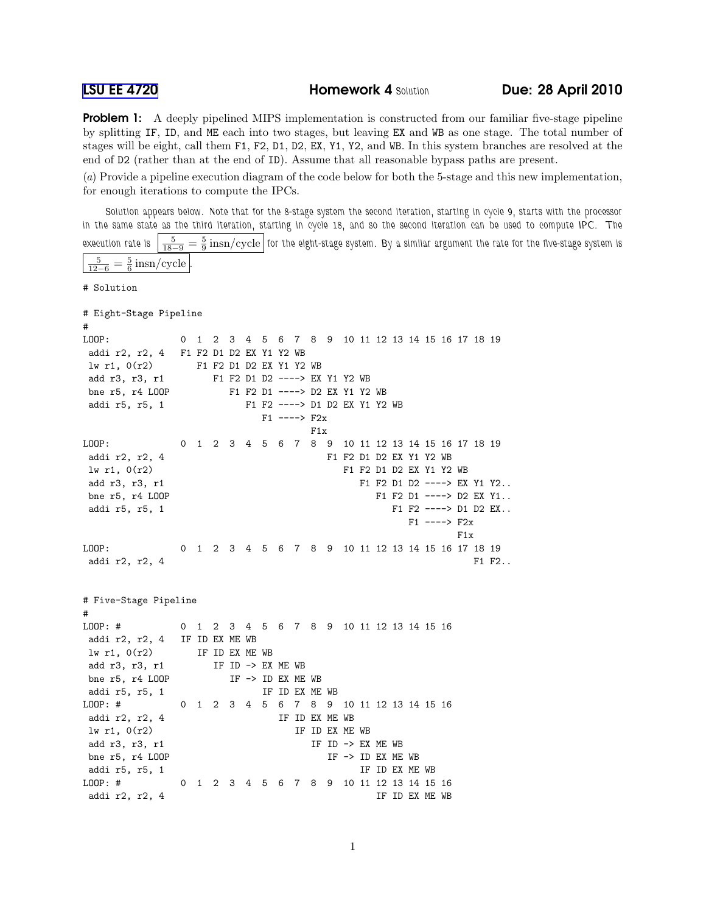LSU EE 4720 **Homework 4** Solution **Due: 28 April 2010**

**Problem 1:** A deeply pipelined MIPS implementation is constructed from our familiar five-stage pipeline by splitting IF, ID, and ME each into two stages, but leaving EX and WB as one stage. The total number of stages will be eight, call them F1, F2, D1, D2, EX, Y1, Y2, and WB. In this system branches are resolved at the end of D2 (rather than at the end of ID). Assume that all reasonable bypass paths are present.

(*a*) Provide a pipeline execution diagram of the code below for both the 5-stage and this new implementation, for enough iterations to compute the IPCs.

Solution appears below. Note that for the 8-stage system the second iteration, starting in cycle 9, starts with the processor in the same state as the third iteration, starting in cycle 18, and so the second iteration can be used to compute IPC. The execution rate is $\boxed{\frac{5}{18-9} = \frac{5}{9}\,\text{insn/cycle}}$ for the eight-stage system. By a similar argument the rate for the five-stage system is $\boxed{\frac{5}{12-6} = \frac{5}{6}\,\text{insn/cycle}}$.

```
# Solution

# Eight-Stage Pipeline
#
LOOP:             0  1  2  3  4  5  6  7  8  9  10 11 12 13 14 15 16 17 18 19
 addi r2, r2, 4   F1 F2 D1 D2 EX Y1 Y2 WB
 lw r1, 0(r2)        F1 F2 D1 D2 EX Y1 Y2 WB
 add r3, r3, r1         F1 F2 D1 D2 ----> EX Y1 Y2 WB
 bne r5, r4 LOOP           F1 F2 D1 ----> D2 EX Y1 Y2 WB
 addi r5, r5, 1               F1 F2 ----> D1 D2 EX Y1 Y2 WB
                                 F1 ----> F2x
                                          F1x
LOOP:             0  1  2  3  4  5  6  7  8  9  10 11 12 13 14 15 16 17 18 19
 addi r2, r2, 4                              F1 F2 D1 D2 EX Y1 Y2 WB
 lw r1, 0(r2)                                   F1 F2 D1 D2 EX Y1 Y2 WB
 add r3, r3, r1                                    F1 F2 D1 D2 ----> EX Y1 Y2..
 bne r5, r4 LOOP                                      F1 F2 D1 ----> D2 EX Y1..
 addi r5, r5, 1                                          F1 F2 ----> D1 D2 EX..
                                                            F1 ----> F2x
                                                                     F1x
LOOP:             0  1  2  3  4  5  6  7  8  9  10 11 12 13 14 15 16 17 18 19
 addi r2, r2, 4                                                         F1 F2..


# Five-Stage Pipeline
#
LOOP: #           0  1  2  3  4  5  6  7  8  9  10 11 12 13 14 15 16
 addi r2, r2, 4   IF ID EX ME WB
 lw r1, 0(r2)        IF ID EX ME WB
 add r3, r3, r1         IF ID -> EX ME WB
 bne r5, r4 LOOP           IF -> ID EX ME WB
 addi r5, r5, 1                  IF ID EX ME WB
LOOP: #           0  1  2  3  4  5  6  7  8  9  10 11 12 13 14 15 16
 addi r2, r2, 4                     IF ID EX ME WB
 lw r1, 0(r2)                          IF ID EX ME WB
 add r3, r3, r1                           IF ID -> EX ME WB
 bne r5, r4 LOOP                             IF -> ID EX ME WB
 addi r5, r5, 1                                    IF ID EX ME WB
LOOP: #           0  1  2  3  4  5  6  7  8  9  10 11 12 13 14 15 16
 addi r2, r2, 4                                       IF ID EX ME WB
```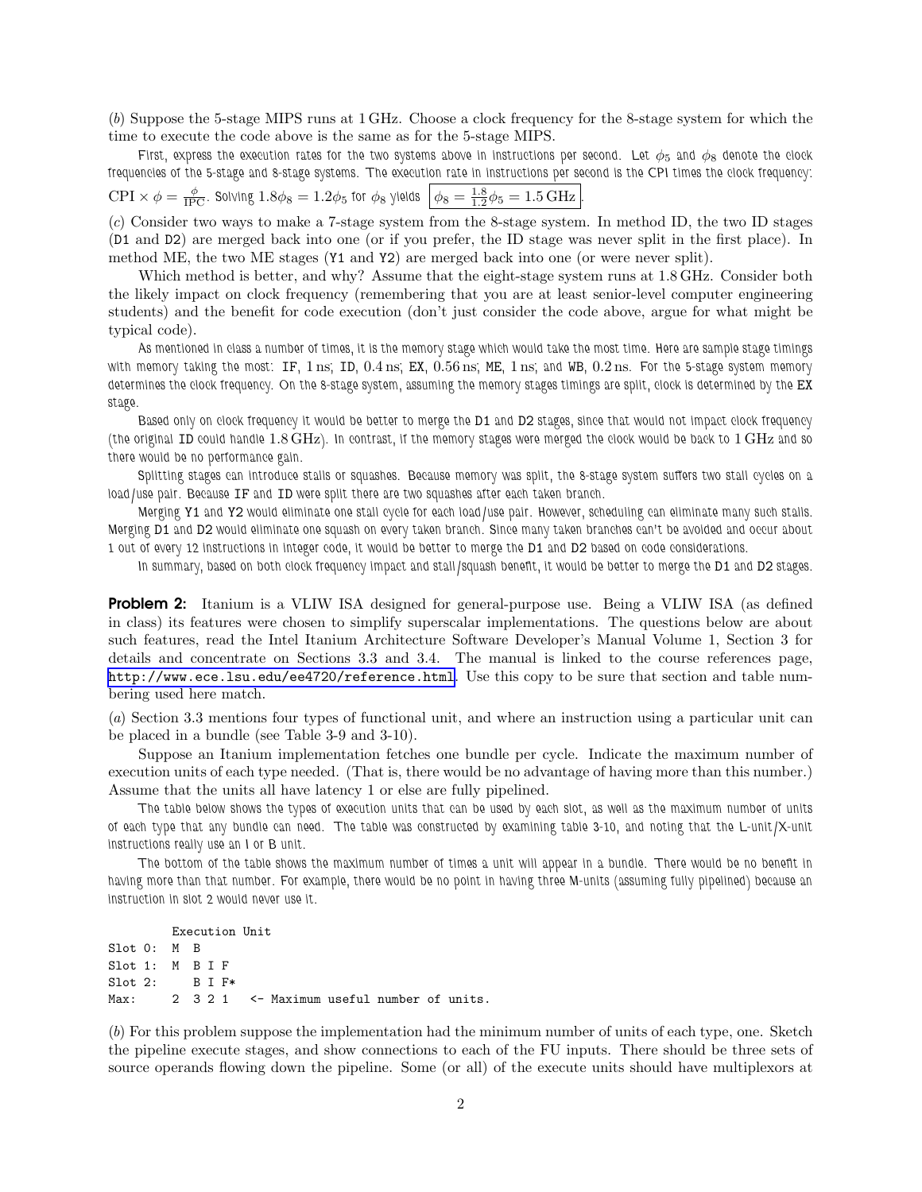(*b*) Suppose the 5-stage MIPS runs at 1 GHz. Choose a clock frequency for the 8-stage system for which the time to execute the code above is the same as for the 5-stage MIPS.

First, express the execution rates for the two systems above in instructions per second. Let $\phi_5$ and $\phi_8$ denote the clock frequencies of the 5-stage and 8-stage systems. The execution rate in instructions per second is the CPI times the clock frequency: $\text{CPI} \times \phi = \frac{\phi}{\text{IPC}}$. Solving $1.8\phi_8 = 1.2\phi_5$ for $\phi_8$ yields $\boxed{\phi_8 = \frac{1.8}{1.2}\phi_5 = 1.5\,\text{GHz}}$.

(*c*) Consider two ways to make a 7-stage system from the 8-stage system. In method ID, the two ID stages (D1 and D2) are merged back into one (or if you prefer, the ID stage was never split in the first place). In method ME, the two ME stages (Y1 and Y2) are merged back into one (or were never split).

Which method is better, and why? Assume that the eight-stage system runs at 1.8 GHz. Consider both the likely impact on clock frequency (remembering that you are at least senior-level computer engineering students) and the benefit for code execution (don't just consider the code above, argue for what might be typical code).

As mentioned in class a number of times, it is the memory stage which would take the most time. Here are sample stage timings with memory taking the most: IF, 1 ns; ID, 0.4 ns; EX, 0.56 ns; ME, 1 ns; and WB, 0.2 ns. For the 5-stage system memory determines the clock frequency. On the 8-stage system, assuming the memory stages timings are split, clock is determined by the EX stage.

Based only on clock frequency it would be better to merge the D1 and D2 stages, since that would not impact clock frequency (the original ID could handle 1.8 GHz). In contrast, if the memory stages were merged the clock would be back to 1 GHz and so there would be no performance gain.

Splitting stages can introduce stalls or squashes. Because memory was split, the 8-stage system suffers two stall cycles on a load/use pair. Because IF and ID were split there are two squashes after each taken branch.

Merging Y1 and Y2 would eliminate one stall cycle for each load/use pair. However, scheduling can eliminate many such stalls. Merging D1 and D2 would eliminate one squash on every taken branch. Since many taken branches can't be avoided and occur about 1 out of every 12 instructions in integer code, it would be better to merge the D1 and D2 based on code considerations.

In summary, based on both clock frequency impact and stall/squash benefit, it would be better to merge the D1 and D2 stages.

**Problem 2:** Itanium is a VLIW ISA designed for general-purpose use. Being a VLIW ISA (as defined in class) its features were chosen to simplify superscalar implementations. The questions below are about such features, read the Intel Itanium Architecture Software Developer's Manual Volume 1, Section 3 for details and concentrate on Sections 3.3 and 3.4. The manual is linked to the course references page, http://www.ece.lsu.edu/ee4720/reference.html. Use this copy to be sure that section and table numbering used here match.

(*a*) Section 3.3 mentions four types of functional unit, and where an instruction using a particular unit can be placed in a bundle (see Table 3-9 and 3-10).

Suppose an Itanium implementation fetches one bundle per cycle. Indicate the maximum number of execution units of each type needed. (That is, there would be no advantage of having more than this number.) Assume that the units all have latency 1 or else are fully pipelined.

The table below shows the types of execution units that can be used by each slot, as well as the maximum number of units of each type that any bundle can need. The table was constructed by examining table 3-10, and noting that the L-unit/X-unit instructions really use an I or B unit.

The bottom of the table shows the maximum number of times a unit will appear in a bundle. There would be no benefit in having more than that number. For example, there would be no point in having three M-units (assuming fully pipelined) because an instruction in slot 2 would never use it.

```
        Execution Unit
Slot 0:  M  B
Slot 1:  M  B I F
Slot 2:     B I F*
Max:     2  3 2 1   <- Maximum useful number of units.
```

(*b*) For this problem suppose the implementation had the minimum number of units of each type, one. Sketch the pipeline execute stages, and show connections to each of the FU inputs. There should be three sets of source operands flowing down the pipeline. Some (or all) of the execute units should have multiplexors at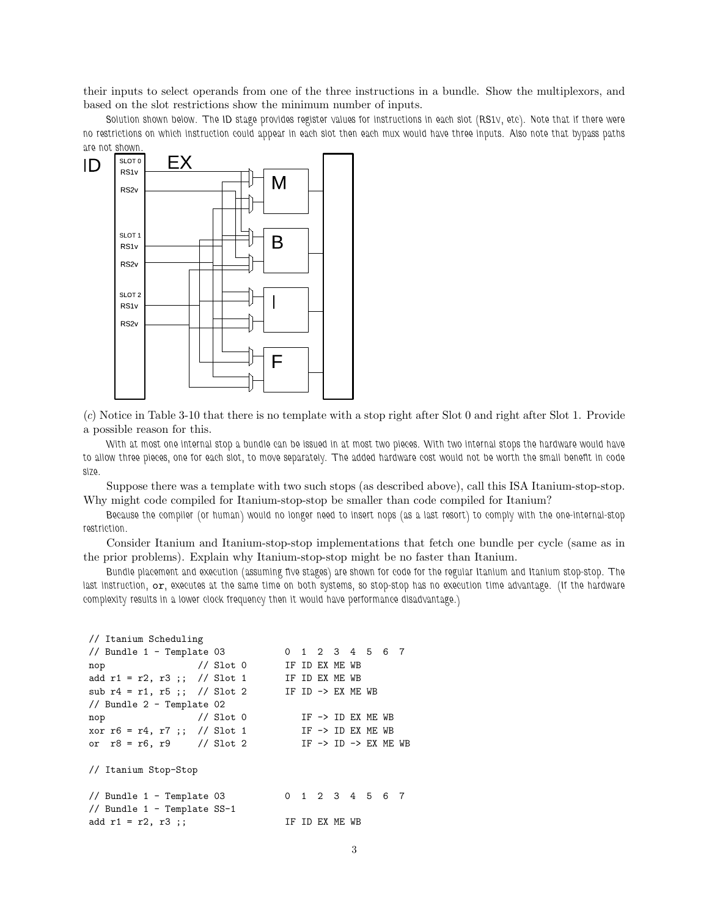their inputs to select operands from one of the three instructions in a bundle. Show the multiplexors, and based on the slot restrictions show the minimum number of inputs.

*Solution shown below. The ID stage provides register values for instructions in each slot (RS1v, etc). Note that if there were no restrictions on which instruction could appear in each slot then each mux would have three inputs. Also note that bypass paths are not shown.*

(*c*) Notice in Table 3-10 that there is no template with a stop right after Slot 0 and right after Slot 1. Provide a possible reason for this.

*With at most one internal stop a bundle can be issued in at most two pieces. With two internal stops the hardware would have to allow three pieces, one for each slot, to move separately. The added hardware cost would not be worth the small benefit in code size.*

Suppose there was a template with two such stops (as described above), call this ISA Itanium-stop-stop. Why might code compiled for Itanium-stop-stop be smaller than code compiled for Itanium?

*Because the compiler (or human) would no longer need to insert nops (as a last resort) to comply with the one-internal-stop restriction.*

Consider Itanium and Itanium-stop-stop implementations that fetch one bundle per cycle (same as in the prior problems). Explain why Itanium-stop-stop might be no faster than Itanium.

*Bundle placement and execution (assuming five stages) are shown for code for the regular Itanium and Itanium stop-stop. The last instruction, `or`, executes at the same time on both systems, so stop-stop has no execution time advantage. (If the hardware complexity results in a lower clock frequency then it would have performance disadvantage.)*

```
// Itanium Scheduling
// Bundle 1 - Template 03          0  1  2  3  4  5  6  7
nop               // Slot 0        IF ID EX ME WB
add r1 = r2, r3 ;;  // Slot 1      IF ID EX ME WB
sub r4 = r1, r5 ;;  // Slot 2      IF ID -> EX ME WB
// Bundle 2 - Template 02
nop               // Slot 0           IF -> ID EX ME WB
xor r6 = r4, r7 ;;  // Slot 1         IF -> ID EX ME WB
or  r8 = r6, r9     // Slot 2         IF -> ID -> EX ME WB

// Itanium Stop-Stop

// Bundle 1 - Template 03          0  1  2  3  4  5  6  7
// Bundle 1 - Template SS-1
add r1 = r2, r3 ;;                 IF ID EX ME WB
```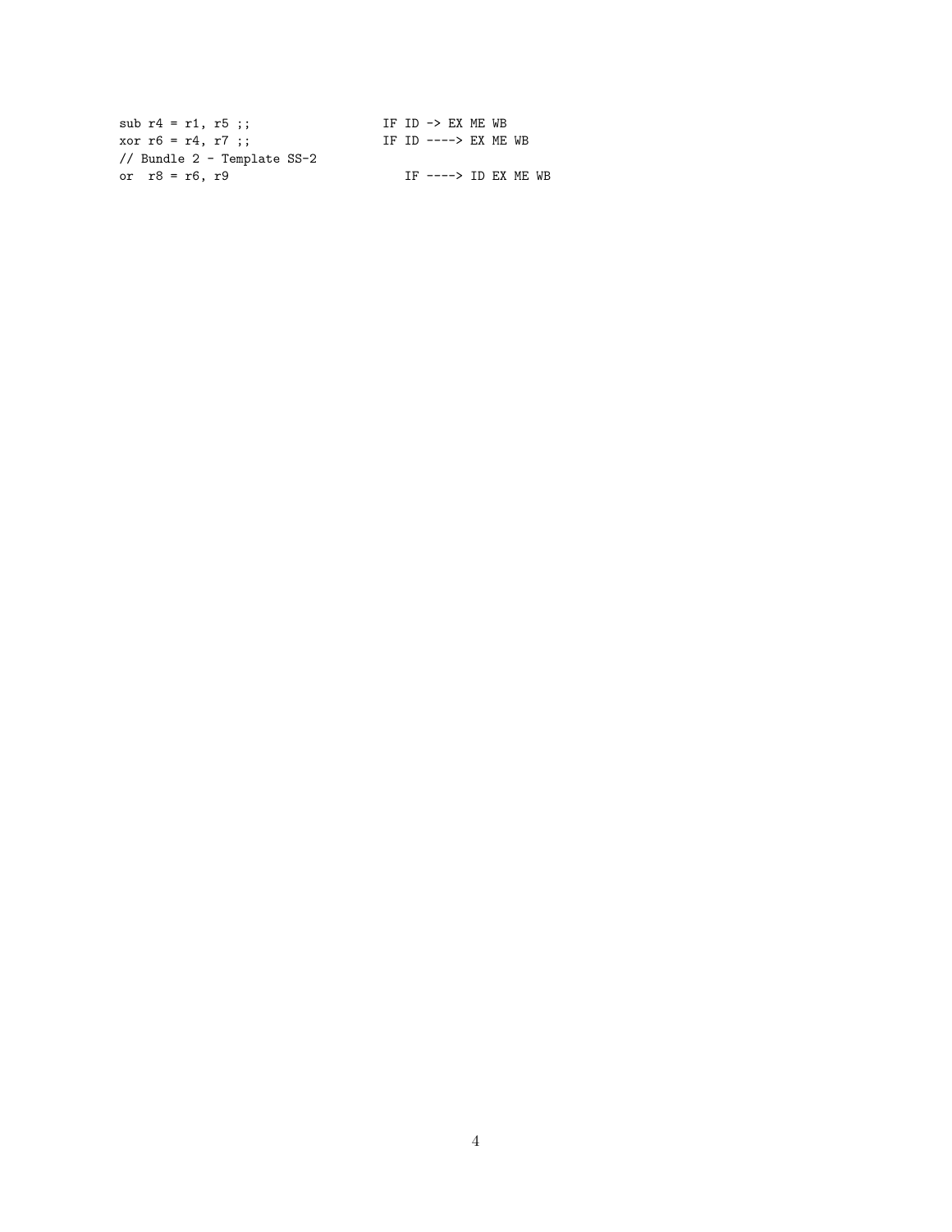```
sub r4 = r1, r5 ;;                IF ID -> EX ME WB
xor r6 = r4, r7 ;;                IF ID ----> EX ME WB
// Bundle 2 - Template SS-2
or  r8 = r6, r9                      IF ----> ID EX ME WB
```